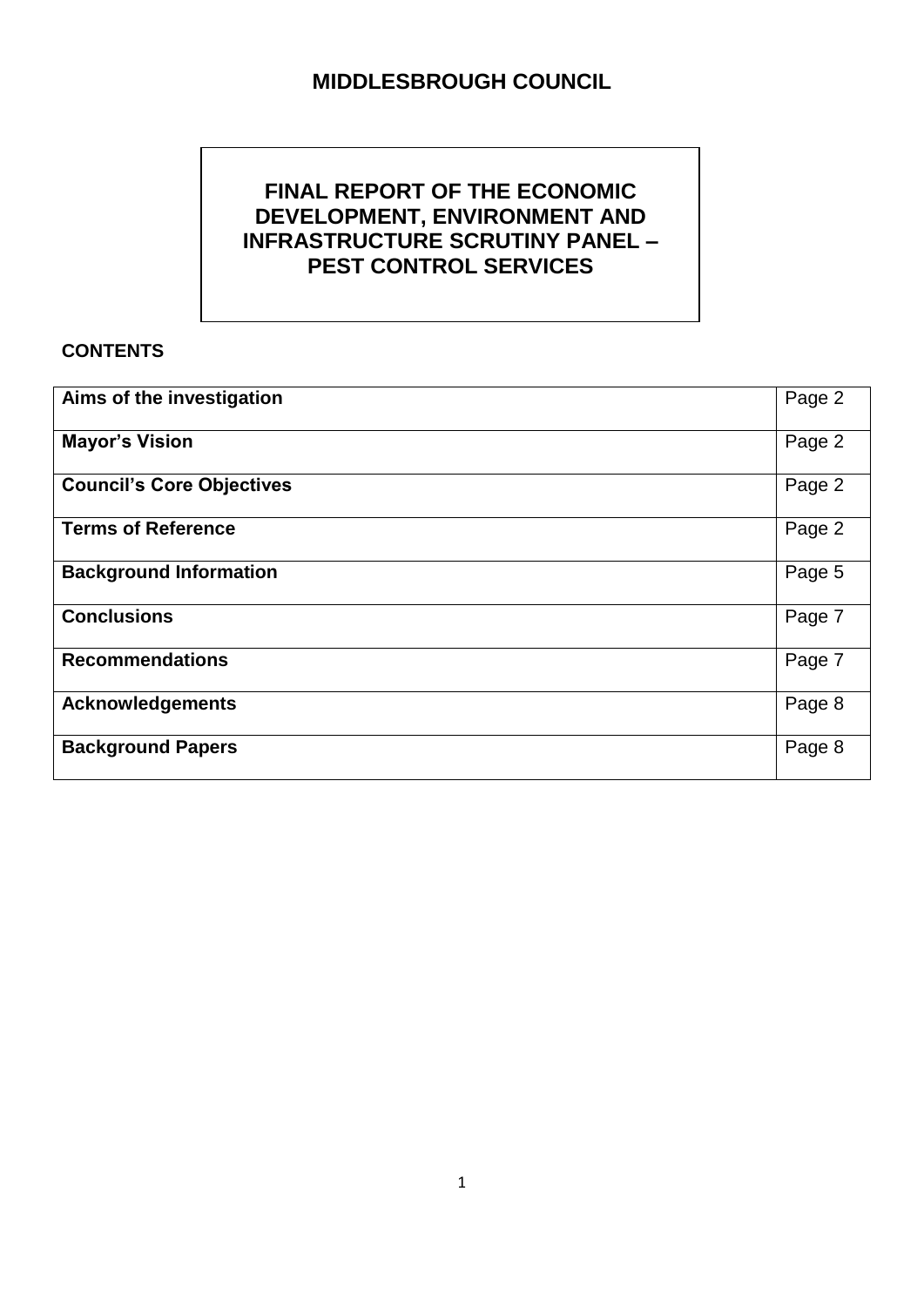# MIDDLESBROUGH COUNCIL

## FINAL REPORT OF THE ECONOMIC DEVELOPMENT, ENVIRONMENT AND INFRASTRUCTURE SCRUTINY PANEL – PEST CONTROL SERVICES

**CONTENTS**

| | |
|---|---|
| **Aims of the investigation** | Page 2 |
| **Mayor's Vision** | Page 2 |
| **Council's Core Objectives** | Page 2 |
| **Terms of Reference** | Page 2 |
| **Background Information** | Page 5 |
| **Conclusions** | Page 7 |
| **Recommendations** | Page 7 |
| **Acknowledgements** | Page 8 |
| **Background Papers** | Page 8 |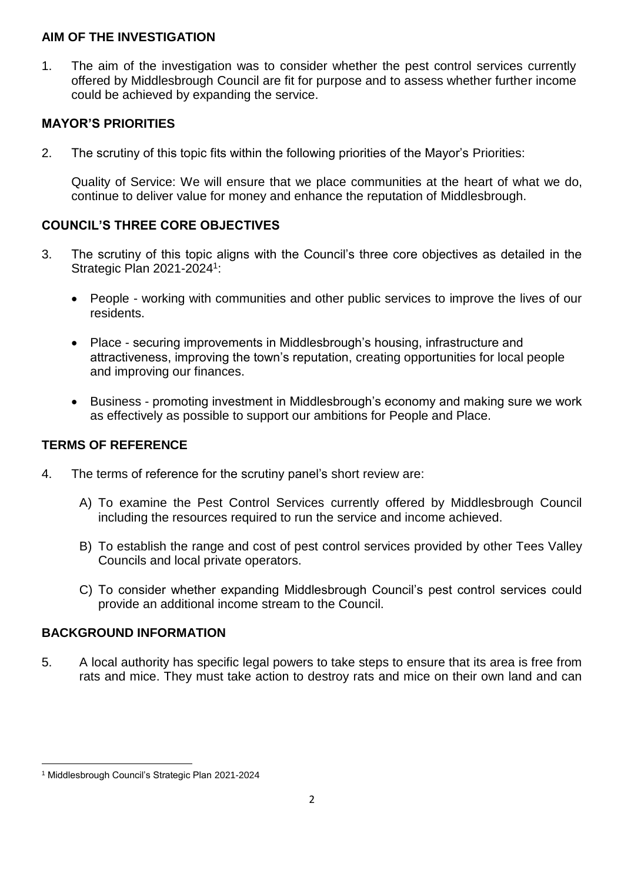## AIM OF THE INVESTIGATION

1. The aim of the investigation was to consider whether the pest control services currently offered by Middlesbrough Council are fit for purpose and to assess whether further income could be achieved by expanding the service.

## MAYOR'S PRIORITIES

2. The scrutiny of this topic fits within the following priorities of the Mayor's Priorities:

   Quality of Service: We will ensure that we place communities at the heart of what we do, continue to deliver value for money and enhance the reputation of Middlesbrough.

## COUNCIL'S THREE CORE OBJECTIVES

3. The scrutiny of this topic aligns with the Council's three core objectives as detailed in the Strategic Plan 2021-2024[1]:

   - People - working with communities and other public services to improve the lives of our residents.

   - Place - securing improvements in Middlesbrough's housing, infrastructure and attractiveness, improving the town's reputation, creating opportunities for local people and improving our finances.

   - Business - promoting investment in Middlesbrough's economy and making sure we work as effectively as possible to support our ambitions for People and Place.

## TERMS OF REFERENCE

4. The terms of reference for the scrutiny panel's short review are:

   A) To examine the Pest Control Services currently offered by Middlesbrough Council including the resources required to run the service and income achieved.

   B) To establish the range and cost of pest control services provided by other Tees Valley Councils and local private operators.

   C) To consider whether expanding Middlesbrough Council's pest control services could provide an additional income stream to the Council.

## BACKGROUND INFORMATION

5. A local authority has specific legal powers to take steps to ensure that its area is free from rats and mice. They must take action to destroy rats and mice on their own land and can

[1] Middlesbrough Council's Strategic Plan 2021-2024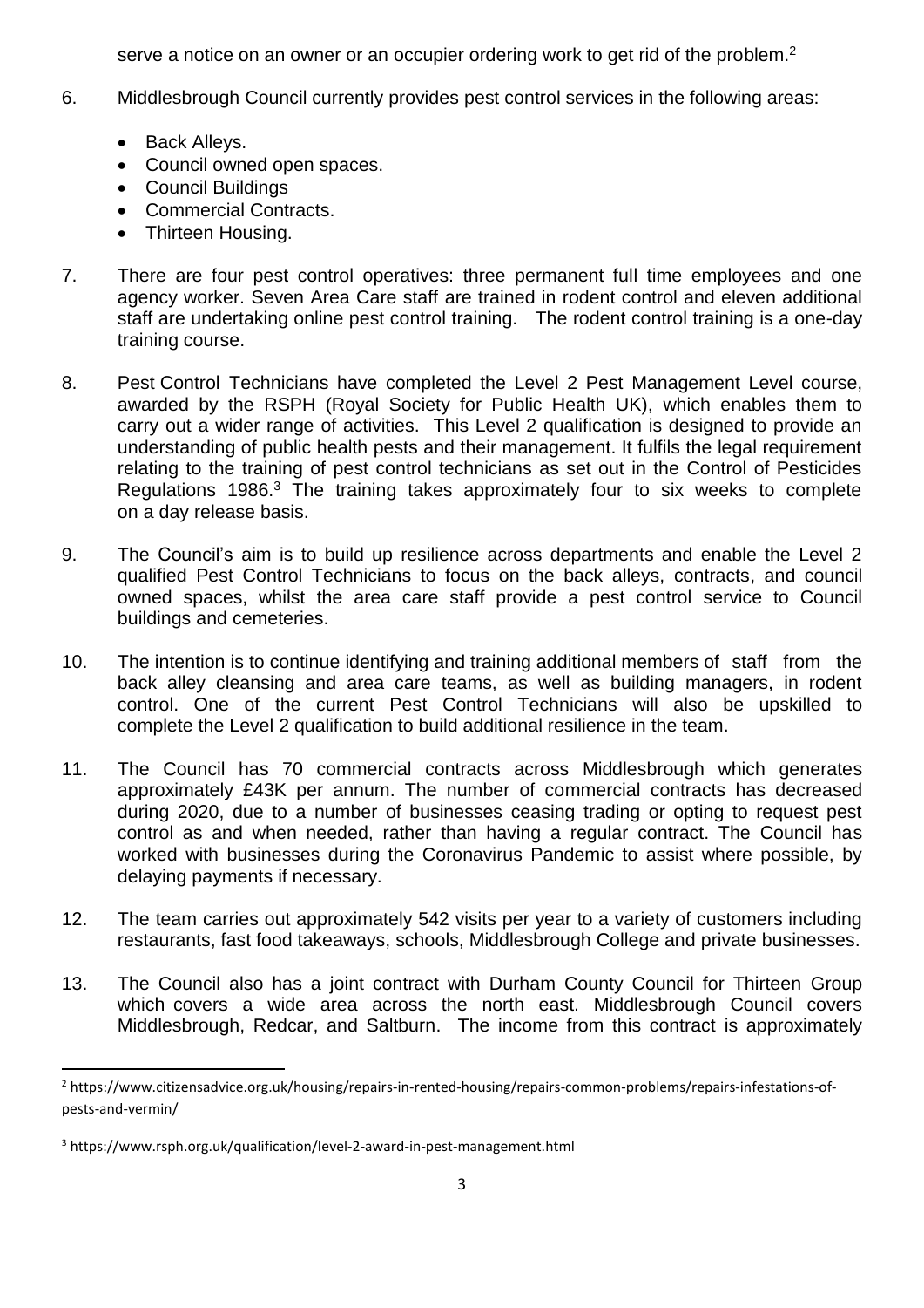serve a notice on an owner or an occupier ordering work to get rid of the problem.[2]

6. Middlesbrough Council currently provides pest control services in the following areas:

   - Back Alleys.
   - Council owned open spaces.
   - Council Buildings
   - Commercial Contracts.
   - Thirteen Housing.

7. There are four pest control operatives: three permanent full time employees and one agency worker. Seven Area Care staff are trained in rodent control and eleven additional staff are undertaking online pest control training. The rodent control training is a one-day training course.

8. Pest Control Technicians have completed the Level 2 Pest Management Level course, awarded by the RSPH (Royal Society for Public Health UK), which enables them to carry out a wider range of activities. This Level 2 qualification is designed to provide an understanding of public health pests and their management. It fulfils the legal requirement relating to the training of pest control technicians as set out in the Control of Pesticides Regulations 1986.[3] The training takes approximately four to six weeks to complete on a day release basis.

9. The Council's aim is to build up resilience across departments and enable the Level 2 qualified Pest Control Technicians to focus on the back alleys, contracts, and council owned spaces, whilst the area care staff provide a pest control service to Council buildings and cemeteries.

10. The intention is to continue identifying and training additional members of staff from the back alley cleansing and area care teams, as well as building managers, in rodent control. One of the current Pest Control Technicians will also be upskilled to complete the Level 2 qualification to build additional resilience in the team.

11. The Council has 70 commercial contracts across Middlesbrough which generates approximately £43K per annum. The number of commercial contracts has decreased during 2020, due to a number of businesses ceasing trading or opting to request pest control as and when needed, rather than having a regular contract. The Council has worked with businesses during the Coronavirus Pandemic to assist where possible, by delaying payments if necessary.

12. The team carries out approximately 542 visits per year to a variety of customers including restaurants, fast food takeaways, schools, Middlesbrough College and private businesses.

13. The Council also has a joint contract with Durham County Council for Thirteen Group which covers a wide area across the north east. Middlesbrough Council covers Middlesbrough, Redcar, and Saltburn. The income from this contract is approximately

---

[2] https://www.citizensadvice.org.uk/housing/repairs-in-rented-housing/repairs-common-problems/repairs-infestations-of-pests-and-vermin/

[3] https://www.rsph.org.uk/qualification/level-2-award-in-pest-management.html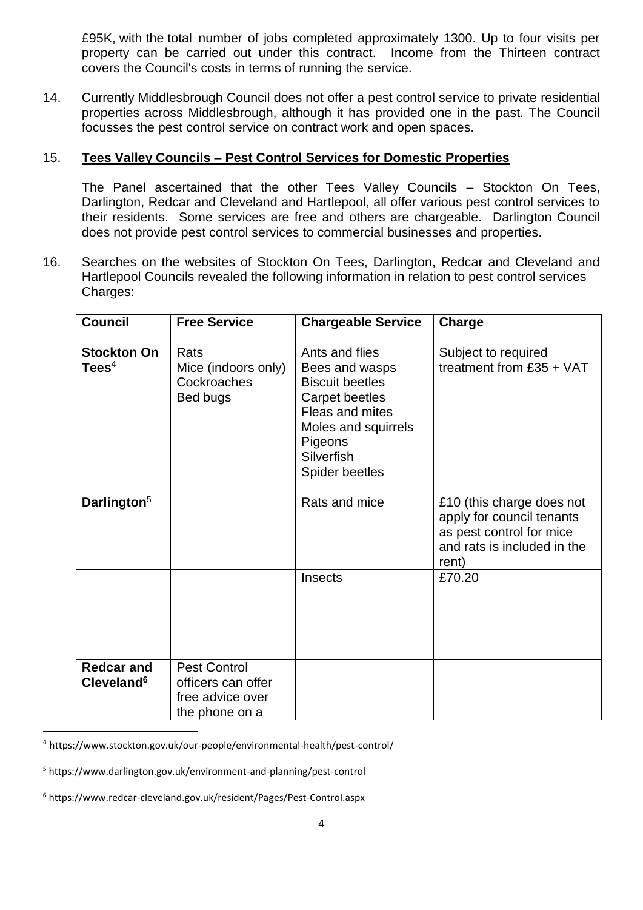£95K, with the total number of jobs completed approximately 1300. Up to four visits per property can be carried out under this contract. Income from the Thirteen contract covers the Council's costs in terms of running the service.

14. Currently Middlesbrough Council does not offer a pest control service to private residential properties across Middlesbrough, although it has provided one in the past. The Council focusses the pest control service on contract work and open spaces.

15. **Tees Valley Councils – Pest Control Services for Domestic Properties**

The Panel ascertained that the other Tees Valley Councils – Stockton On Tees, Darlington, Redcar and Cleveland and Hartlepool, all offer various pest control services to their residents. Some services are free and others are chargeable. Darlington Council does not provide pest control services to commercial businesses and properties.

16. Searches on the websites of Stockton On Tees, Darlington, Redcar and Cleveland and Hartlepool Councils revealed the following information in relation to pest control services Charges:

| Council | Free Service | Chargeable Service | Charge |
|---|---|---|---|
| **Stockton On Tees**[4] | Rats<br>Mice (indoors only)<br>Cockroaches<br>Bed bugs | Ants and flies<br>Bees and wasps<br>Biscuit beetles<br>Carpet beetles<br>Fleas and mites<br>Moles and squirrels<br>Pigeons<br>Silverfish<br>Spider beetles | Subject to required treatment from £35 + VAT |
| **Darlington**[5] | | Rats and mice | £10 (this charge does not apply for council tenants as pest control for mice and rats is included in the rent) |
| | | Insects | £70.20 |
| **Redcar and Cleveland**[6] | Pest Control officers can offer free advice over the phone on a | | |

[4] https://www.stockton.gov.uk/our-people/environmental-health/pest-control/

[5] https://www.darlington.gov.uk/environment-and-planning/pest-control

[6] https://www.redcar-cleveland.gov.uk/resident/Pages/Pest-Control.aspx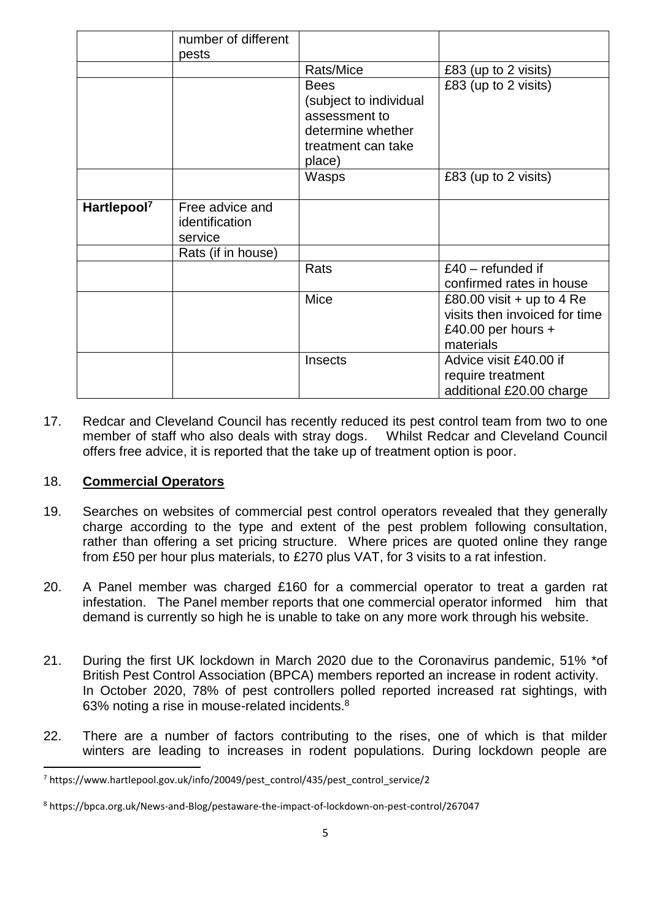|  | number of different pests |  |  |
| --- | --- | --- | --- |
|  |  | Rats/Mice | £83 (up to 2 visits) |
|  |  | Bees (subject to individual assessment to determine whether treatment can take place) | £83 (up to 2 visits) |
|  |  | Wasps | £83 (up to 2 visits) |
| **Hartlepool**[7] | Free advice and identification service |  |  |
|  | Rats (if in house) |  |  |
|  |  | Rats | £40 – refunded if confirmed rates in house |
|  |  | Mice | £80.00 visit + up to 4 Re visits then invoiced for time £40.00 per hours + materials |
|  |  | Insects | Advice visit £40.00 if require treatment additional £20.00 charge |

17. Redcar and Cleveland Council has recently reduced its pest control team from two to one member of staff who also deals with stray dogs. Whilst Redcar and Cleveland Council offers free advice, it is reported that the take up of treatment option is poor.

18. **Commercial Operators**

19. Searches on websites of commercial pest control operators revealed that they generally charge according to the type and extent of the pest problem following consultation, rather than offering a set pricing structure. Where prices are quoted online they range from £50 per hour plus materials, to £270 plus VAT, for 3 visits to a rat infestion.

20. A Panel member was charged £160 for a commercial operator to treat a garden rat infestation. The Panel member reports that one commercial operator informed him that demand is currently so high he is unable to take on any more work through his website.

21. During the first UK lockdown in March 2020 due to the Coronavirus pandemic, 51% *of British Pest Control Association (BPCA) members reported an increase in rodent activity. In October 2020, 78% of pest controllers polled reported increased rat sightings, with 63% noting a rise in mouse-related incidents.[8]

22. There are a number of factors contributing to the rises, one of which is that milder winters are leading to increases in rodent populations. During lockdown people are

[7] https://www.hartlepool.gov.uk/info/20049/pest_control/435/pest_control_service/2

[8] https://bpca.org.uk/News-and-Blog/pestaware-the-impact-of-lockdown-on-pest-control/267047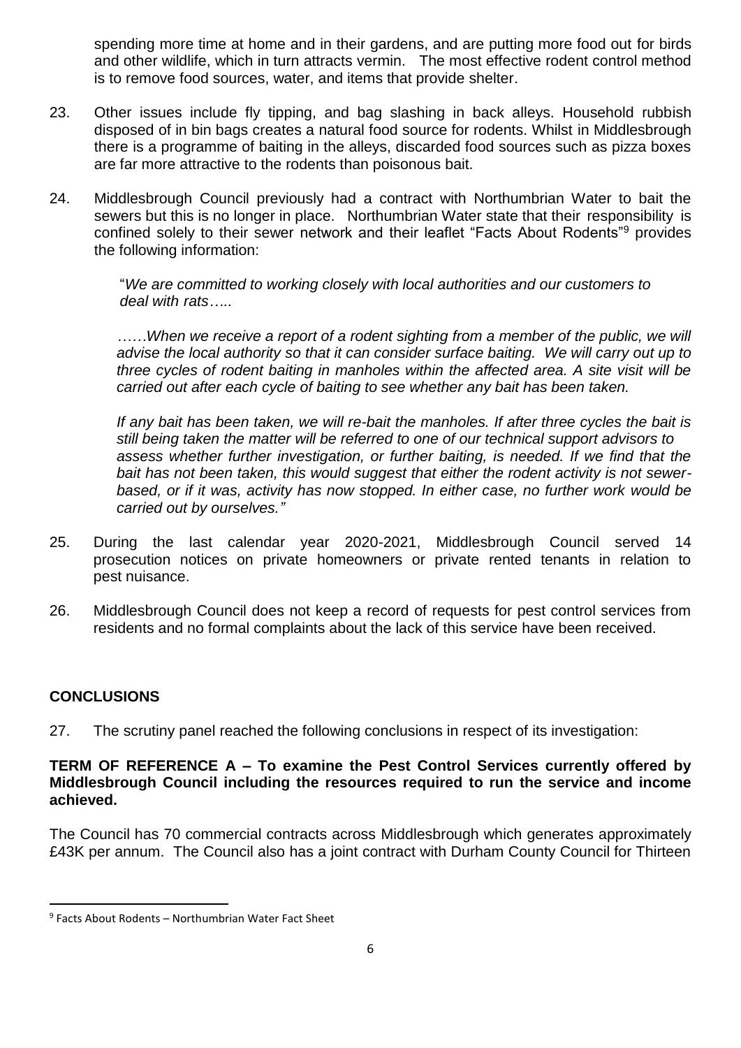spending more time at home and in their gardens, and are putting more food out for birds and other wildlife, which in turn attracts vermin. The most effective rodent control method is to remove food sources, water, and items that provide shelter.

23. Other issues include fly tipping, and bag slashing in back alleys. Household rubbish disposed of in bin bags creates a natural food source for rodents. Whilst in Middlesbrough there is a programme of baiting in the alleys, discarded food sources such as pizza boxes are far more attractive to the rodents than poisonous bait.

24. Middlesbrough Council previously had a contract with Northumbrian Water to bait the sewers but this is no longer in place. Northumbrian Water state that their responsibility is confined solely to their sewer network and their leaflet "Facts About Rodents"[9] provides the following information:

> "*We are committed to working closely with local authorities and our customers to deal with rats…..*
>
> *……When we receive a report of a rodent sighting from a member of the public, we will advise the local authority so that it can consider surface baiting. We will carry out up to three cycles of rodent baiting in manholes within the affected area. A site visit will be carried out after each cycle of baiting to see whether any bait has been taken.*
>
> *If any bait has been taken, we will re-bait the manholes. If after three cycles the bait is still being taken the matter will be referred to one of our technical support advisors to assess whether further investigation, or further baiting, is needed. If we find that the bait has not been taken, this would suggest that either the rodent activity is not sewer-based, or if it was, activity has now stopped. In either case, no further work would be carried out by ourselves."*

25. During the last calendar year 2020-2021, Middlesbrough Council served 14 prosecution notices on private homeowners or private rented tenants in relation to pest nuisance.

26. Middlesbrough Council does not keep a record of requests for pest control services from residents and no formal complaints about the lack of this service have been received.

## CONCLUSIONS

27. The scrutiny panel reached the following conclusions in respect of its investigation:

**TERM OF REFERENCE A – To examine the Pest Control Services currently offered by Middlesbrough Council including the resources required to run the service and income achieved.**

The Council has 70 commercial contracts across Middlesbrough which generates approximately £43K per annum. The Council also has a joint contract with Durham County Council for Thirteen

[9] Facts About Rodents – Northumbrian Water Fact Sheet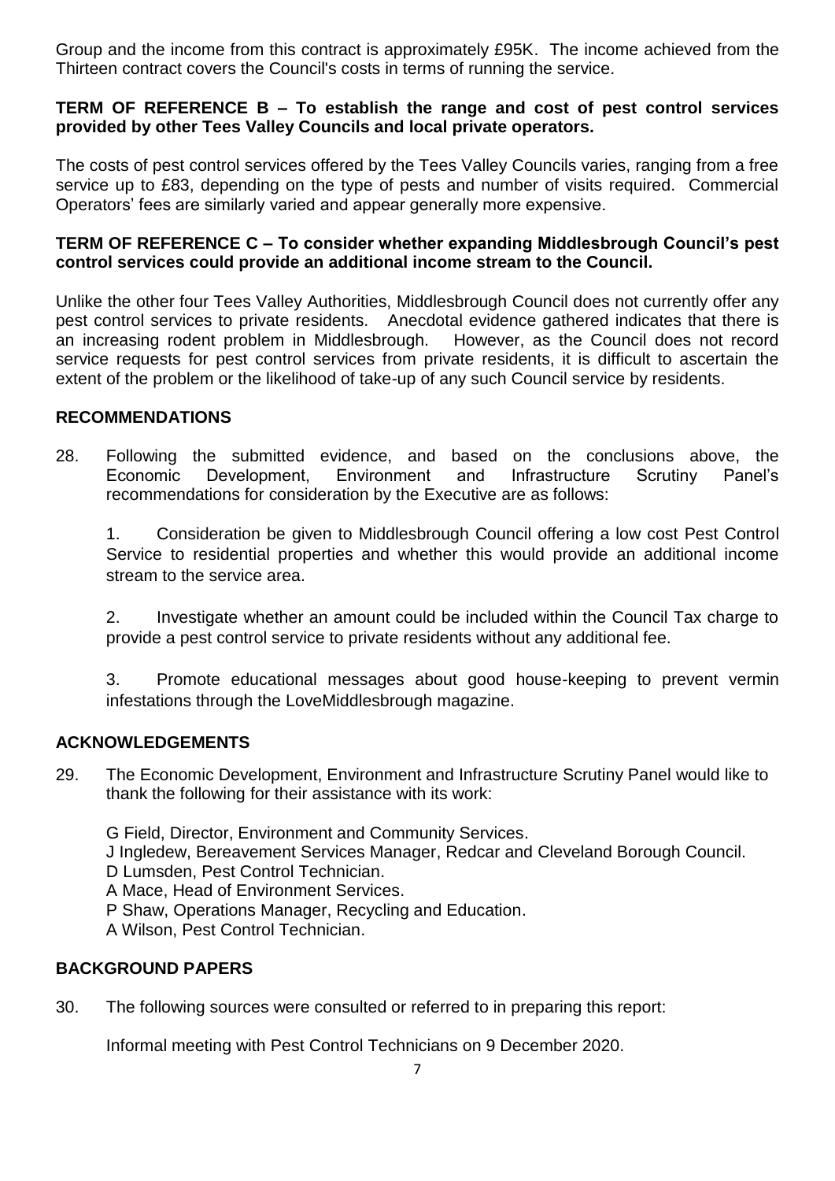Group and the income from this contract is approximately £95K. The income achieved from the Thirteen contract covers the Council's costs in terms of running the service.

**TERM OF REFERENCE B – To establish the range and cost of pest control services provided by other Tees Valley Councils and local private operators.**

The costs of pest control services offered by the Tees Valley Councils varies, ranging from a free service up to £83, depending on the type of pests and number of visits required. Commercial Operators' fees are similarly varied and appear generally more expensive.

**TERM OF REFERENCE C – To consider whether expanding Middlesbrough Council's pest control services could provide an additional income stream to the Council.**

Unlike the other four Tees Valley Authorities, Middlesbrough Council does not currently offer any pest control services to private residents. Anecdotal evidence gathered indicates that there is an increasing rodent problem in Middlesbrough. However, as the Council does not record service requests for pest control services from private residents, it is difficult to ascertain the extent of the problem or the likelihood of take-up of any such Council service by residents.

## RECOMMENDATIONS

28. Following the submitted evidence, and based on the conclusions above, the Economic Development, Environment and Infrastructure Scrutiny Panel's recommendations for consideration by the Executive are as follows:

    1. Consideration be given to Middlesbrough Council offering a low cost Pest Control Service to residential properties and whether this would provide an additional income stream to the service area.

    2. Investigate whether an amount could be included within the Council Tax charge to provide a pest control service to private residents without any additional fee.

    3. Promote educational messages about good house-keeping to prevent vermin infestations through the LoveMiddlesbrough magazine.

## ACKNOWLEDGEMENTS

29. The Economic Development, Environment and Infrastructure Scrutiny Panel would like to thank the following for their assistance with its work:

    G Field, Director, Environment and Community Services.
    J Ingledew, Bereavement Services Manager, Redcar and Cleveland Borough Council.
    D Lumsden, Pest Control Technician.
    A Mace, Head of Environment Services.
    P Shaw, Operations Manager, Recycling and Education.
    A Wilson, Pest Control Technician.

## BACKGROUND PAPERS

30. The following sources were consulted or referred to in preparing this report:

    Informal meeting with Pest Control Technicians on 9 December 2020.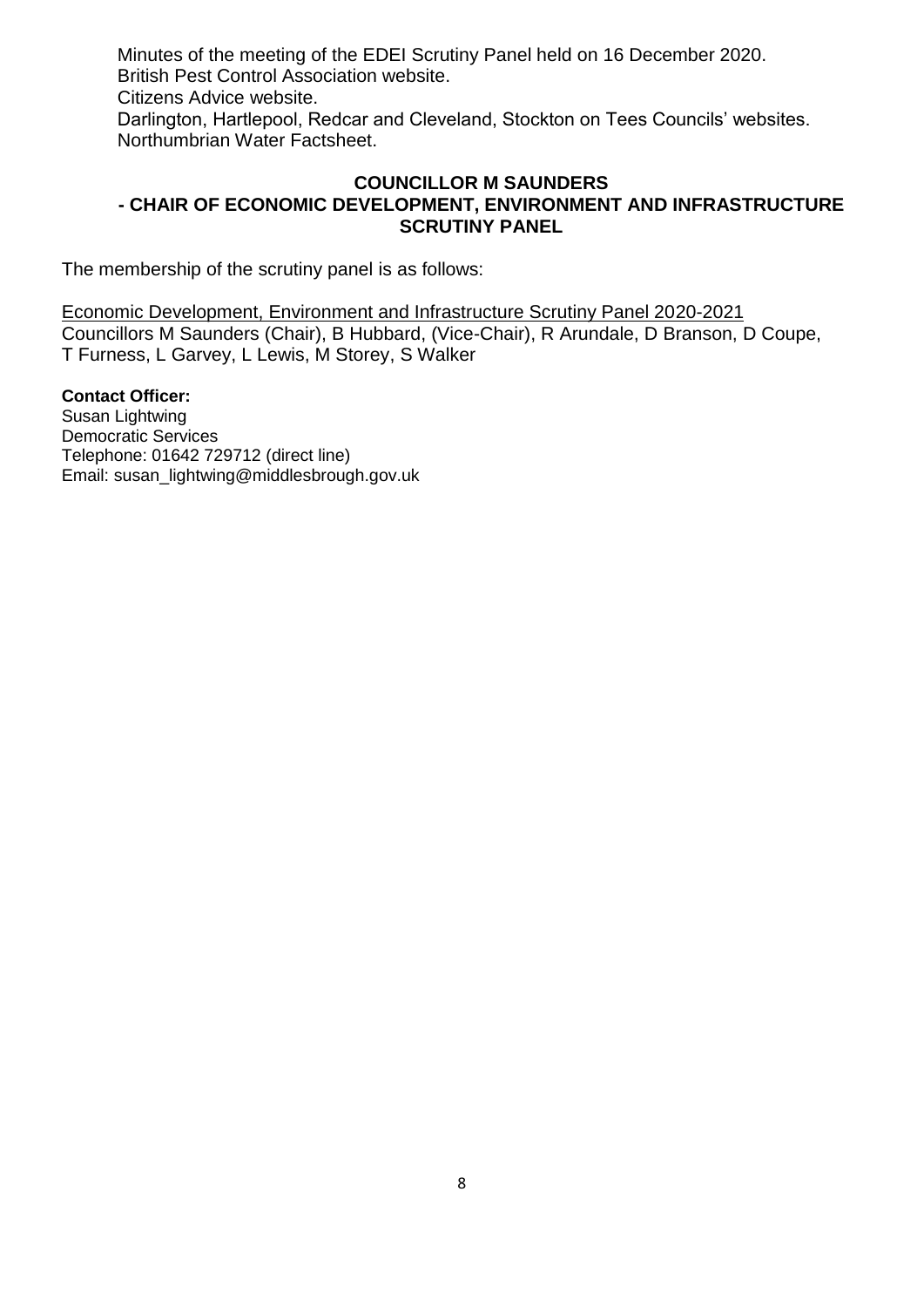Minutes of the meeting of the EDEI Scrutiny Panel held on 16 December 2020.
British Pest Control Association website.
Citizens Advice website.
Darlington, Hartlepool, Redcar and Cleveland, Stockton on Tees Councils' websites.
Northumbrian Water Factsheet.

**COUNCILLOR M SAUNDERS**
**- CHAIR OF ECONOMIC DEVELOPMENT, ENVIRONMENT AND INFRASTRUCTURE SCRUTINY PANEL**

The membership of the scrutiny panel is as follows:

Economic Development, Environment and Infrastructure Scrutiny Panel 2020-2021
Councillors M Saunders (Chair), B Hubbard, (Vice-Chair), R Arundale, D Branson, D Coupe, T Furness, L Garvey, L Lewis, M Storey, S Walker

**Contact Officer:**
Susan Lightwing
Democratic Services
Telephone: 01642 729712 (direct line)
Email: susan_lightwing@middlesbrough.gov.uk